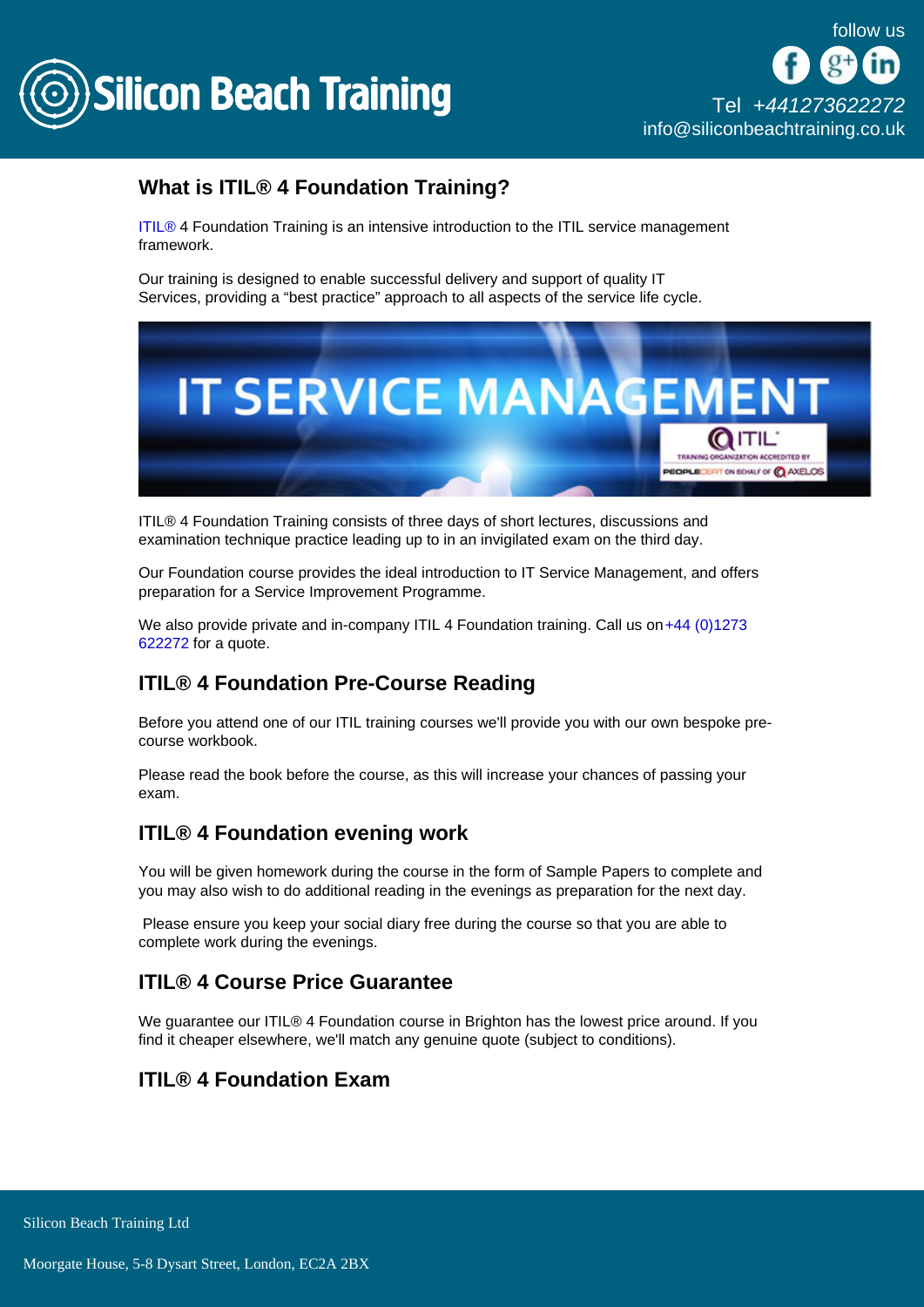Silicon Beach Training

follow us

Tel +441273622272
info@siliconbeachtraining.co.uk

## What is ITIL® 4 Foundation Training?

ITIL® 4 Foundation Training is an intensive introduction to the ITIL service management framework.

Our training is designed to enable successful delivery and support of quality IT Services, providing a "best practice" approach to all aspects of the service life cycle.

ITIL® 4 Foundation Training consists of three days of short lectures, discussions and examination technique practice leading up to in an invigilated exam on the third day.

Our Foundation course provides the ideal introduction to IT Service Management, and offers preparation for a Service Improvement Programme.

We also provide private and in-company ITIL 4 Foundation training. Call us on +44 (0)1273 622272 for a quote.

## ITIL® 4 Foundation Pre-Course Reading

Before you attend one of our ITIL training courses we'll provide you with our own bespoke pre-course workbook.

Please read the book before the course, as this will increase your chances of passing your exam.

## ITIL® 4 Foundation evening work

You will be given homework during the course in the form of Sample Papers to complete and you may also wish to do additional reading in the evenings as preparation for the next day.

Please ensure you keep your social diary free during the course so that you are able to complete work during the evenings.

## ITIL® 4 Course Price Guarantee

We guarantee our ITIL® 4 Foundation course in Brighton has the lowest price around. If you find it cheaper elsewhere, we'll match any genuine quote (subject to conditions).

## ITIL® 4 Foundation Exam

Silicon Beach Training Ltd

Moorgate House, 5-8 Dysart Street, London, EC2A 2BX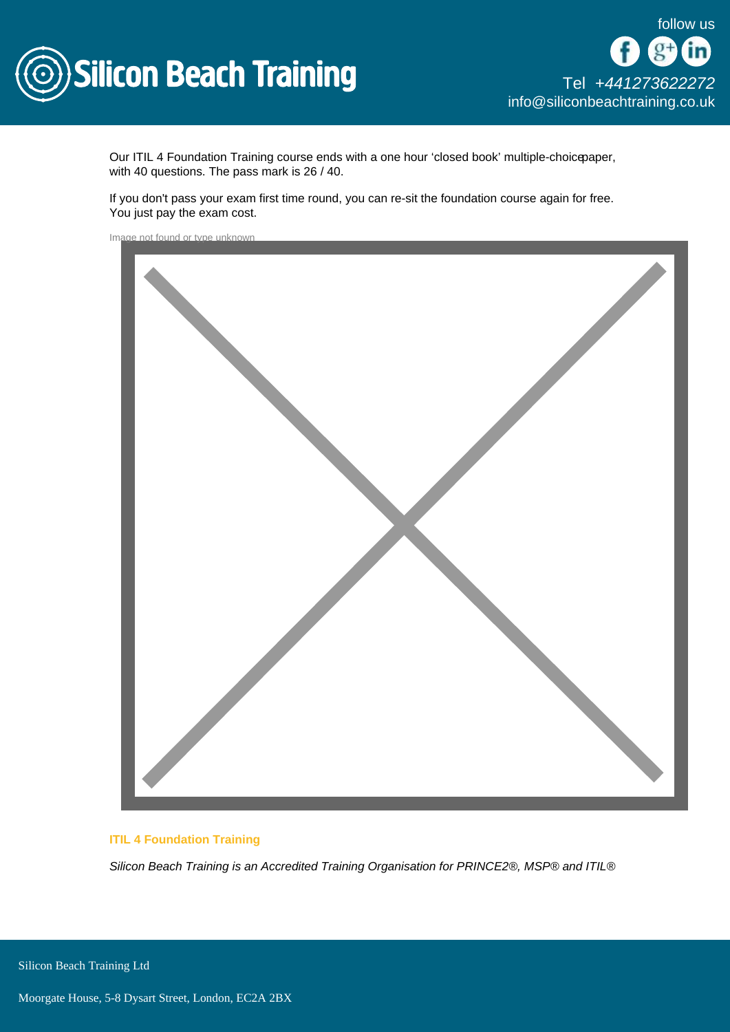Our ITIL 4 Foundation Training course ends with a one hour 'closed book' multiple-choice paper, with 40 questions. The pass mark is 26 / 40.

If you don't pass your exam first time round, you can re-sit the foundation course again for free. You just pay the exam cost.

Image not found or type unknown

**ITIL 4 Foundation Training**

*Silicon Beach Training is an Accredited Training Organisation for PRINCE2®, MSP® and ITIL®*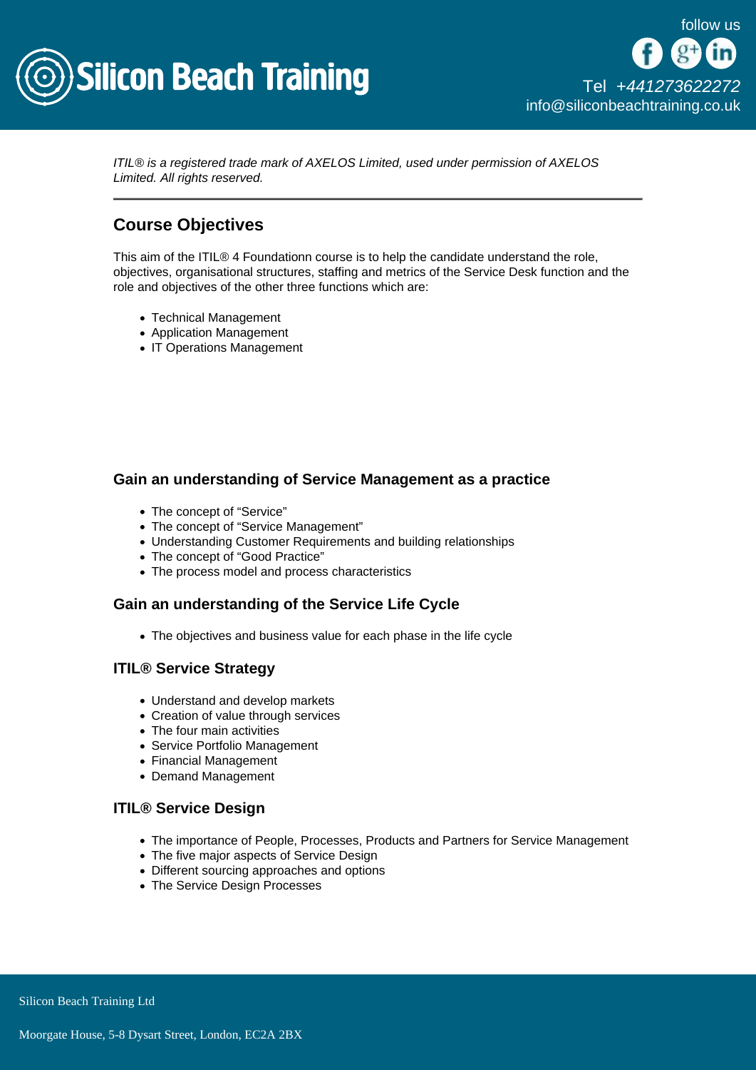*ITIL® is a registered trade mark of AXELOS Limited, used under permission of AXELOS Limited. All rights reserved.*

---

## Course Objectives

This aim of the ITIL® 4 Foundationn course is to help the candidate understand the role, objectives, organisational structures, staffing and metrics of the Service Desk function and the role and objectives of the other three functions which are:

- Technical Management
- Application Management
- IT Operations Management

### Gain an understanding of Service Management as a practice

- The concept of "Service"
- The concept of "Service Management"
- Understanding Customer Requirements and building relationships
- The concept of "Good Practice"
- The process model and process characteristics

### Gain an understanding of the Service Life Cycle

- The objectives and business value for each phase in the life cycle

### ITIL® Service Strategy

- Understand and develop markets
- Creation of value through services
- The four main activities
- Service Portfolio Management
- Financial Management
- Demand Management

### ITIL® Service Design

- The importance of People, Processes, Products and Partners for Service Management
- The five major aspects of Service Design
- Different sourcing approaches and options
- The Service Design Processes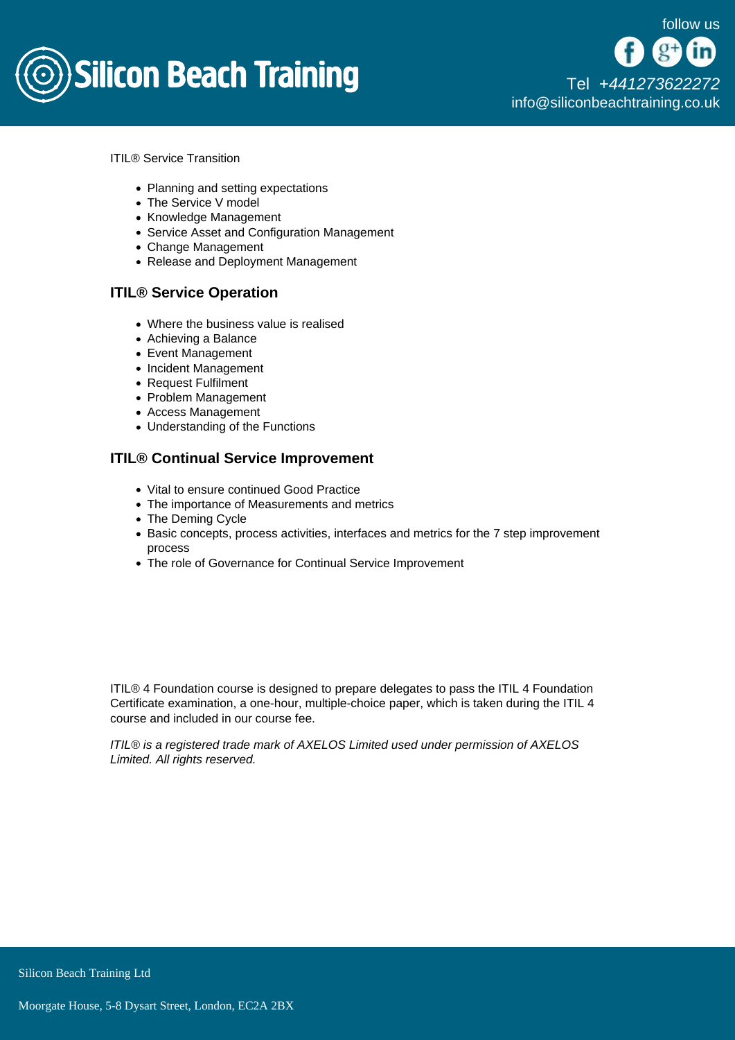ITIL® Service Transition

- Planning and setting expectations
- The Service V model
- Knowledge Management
- Service Asset and Configuration Management
- Change Management
- Release and Deployment Management

### ITIL® Service Operation

- Where the business value is realised
- Achieving a Balance
- Event Management
- Incident Management
- Request Fulfilment
- Problem Management
- Access Management
- Understanding of the Functions

### ITIL® Continual Service Improvement

- Vital to ensure continued Good Practice
- The importance of Measurements and metrics
- The Deming Cycle
- Basic concepts, process activities, interfaces and metrics for the 7 step improvement process
- The role of Governance for Continual Service Improvement

ITIL® 4 Foundation course is designed to prepare delegates to pass the ITIL 4 Foundation Certificate examination, a one-hour, multiple-choice paper, which is taken during the ITIL 4 course and included in our course fee.

*ITIL® is a registered trade mark of AXELOS Limited used under permission of AXELOS Limited. All rights reserved.*